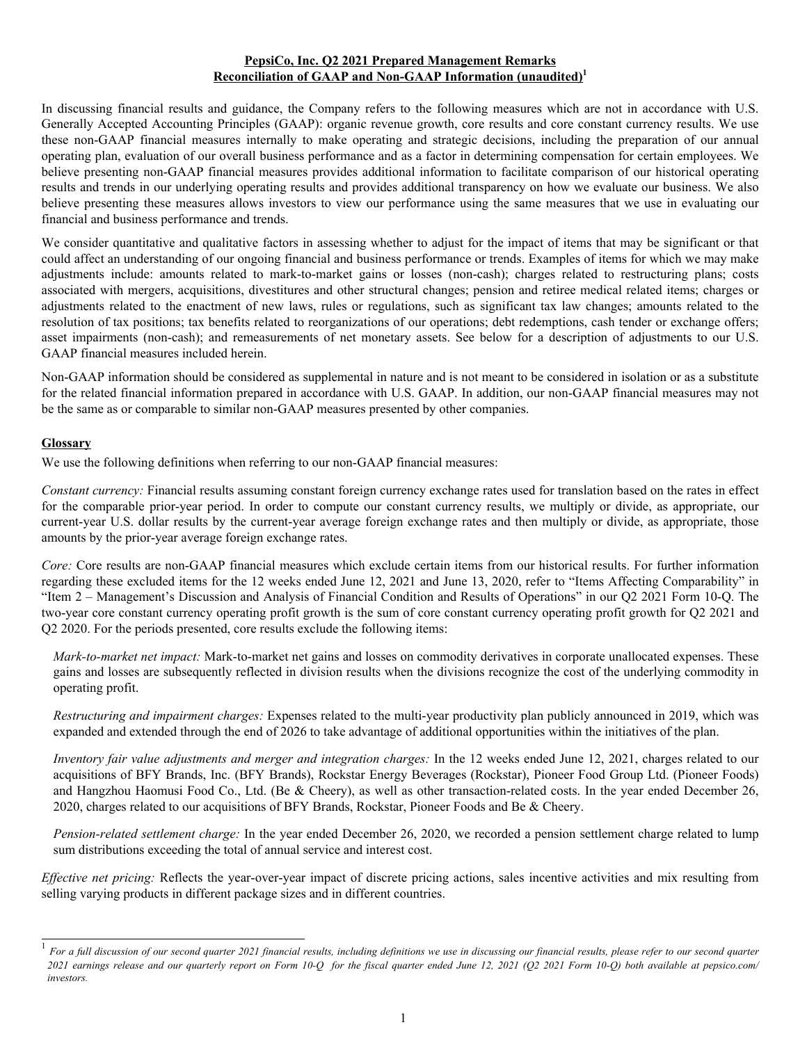**PepsiCo, Inc. Q2 2021 Prepared Management Remarks**
**Reconciliation of GAAP and Non-GAAP Information (unaudited)[1]**

In discussing financial results and guidance, the Company refers to the following measures which are not in accordance with U.S. Generally Accepted Accounting Principles (GAAP): organic revenue growth, core results and core constant currency results. We use these non-GAAP financial measures internally to make operating and strategic decisions, including the preparation of our annual operating plan, evaluation of our overall business performance and as a factor in determining compensation for certain employees. We believe presenting non-GAAP financial measures provides additional information to facilitate comparison of our historical operating results and trends in our underlying operating results and provides additional transparency on how we evaluate our business. We also believe presenting these measures allows investors to view our performance using the same measures that we use in evaluating our financial and business performance and trends.

We consider quantitative and qualitative factors in assessing whether to adjust for the impact of items that may be significant or that could affect an understanding of our ongoing financial and business performance or trends. Examples of items for which we may make adjustments include: amounts related to mark-to-market gains or losses (non-cash); charges related to restructuring plans; costs associated with mergers, acquisitions, divestitures and other structural changes; pension and retiree medical related items; charges or adjustments related to the enactment of new laws, rules or regulations, such as significant tax law changes; amounts related to the resolution of tax positions; tax benefits related to reorganizations of our operations; debt redemptions, cash tender or exchange offers; asset impairments (non-cash); and remeasurements of net monetary assets. See below for a description of adjustments to our U.S. GAAP financial measures included herein.

Non-GAAP information should be considered as supplemental in nature and is not meant to be considered in isolation or as a substitute for the related financial information prepared in accordance with U.S. GAAP. In addition, our non-GAAP financial measures may not be the same as or comparable to similar non-GAAP measures presented by other companies.

**Glossary**

We use the following definitions when referring to our non-GAAP financial measures:

*Constant currency:* Financial results assuming constant foreign currency exchange rates used for translation based on the rates in effect for the comparable prior-year period. In order to compute our constant currency results, we multiply or divide, as appropriate, our current-year U.S. dollar results by the current-year average foreign exchange rates and then multiply or divide, as appropriate, those amounts by the prior-year average foreign exchange rates.

*Core:* Core results are non-GAAP financial measures which exclude certain items from our historical results. For further information regarding these excluded items for the 12 weeks ended June 12, 2021 and June 13, 2020, refer to "Items Affecting Comparability" in "Item 2 – Management's Discussion and Analysis of Financial Condition and Results of Operations" in our Q2 2021 Form 10-Q. The two-year core constant currency operating profit growth is the sum of core constant currency operating profit growth for Q2 2021 and Q2 2020. For the periods presented, core results exclude the following items:

*Mark-to-market net impact:* Mark-to-market net gains and losses on commodity derivatives in corporate unallocated expenses. These gains and losses are subsequently reflected in division results when the divisions recognize the cost of the underlying commodity in operating profit.

*Restructuring and impairment charges:* Expenses related to the multi-year productivity plan publicly announced in 2019, which was expanded and extended through the end of 2026 to take advantage of additional opportunities within the initiatives of the plan.

*Inventory fair value adjustments and merger and integration charges:* In the 12 weeks ended June 12, 2021, charges related to our acquisitions of BFY Brands, Inc. (BFY Brands), Rockstar Energy Beverages (Rockstar), Pioneer Food Group Ltd. (Pioneer Foods) and Hangzhou Haomusi Food Co., Ltd. (Be & Cheery), as well as other transaction-related costs. In the year ended December 26, 2020, charges related to our acquisitions of BFY Brands, Rockstar, Pioneer Foods and Be & Cheery.

*Pension-related settlement charge:* In the year ended December 26, 2020, we recorded a pension settlement charge related to lump sum distributions exceeding the total of annual service and interest cost.

*Effective net pricing:* Reflects the year-over-year impact of discrete pricing actions, sales incentive activities and mix resulting from selling varying products in different package sizes and in different countries.

[1] *For a full discussion of our second quarter 2021 financial results, including definitions we use in discussing our financial results, please refer to our second quarter 2021 earnings release and our quarterly report on Form 10-Q for the fiscal quarter ended June 12, 2021 (Q2 2021 Form 10-Q) both available at pepsico.com/investors.*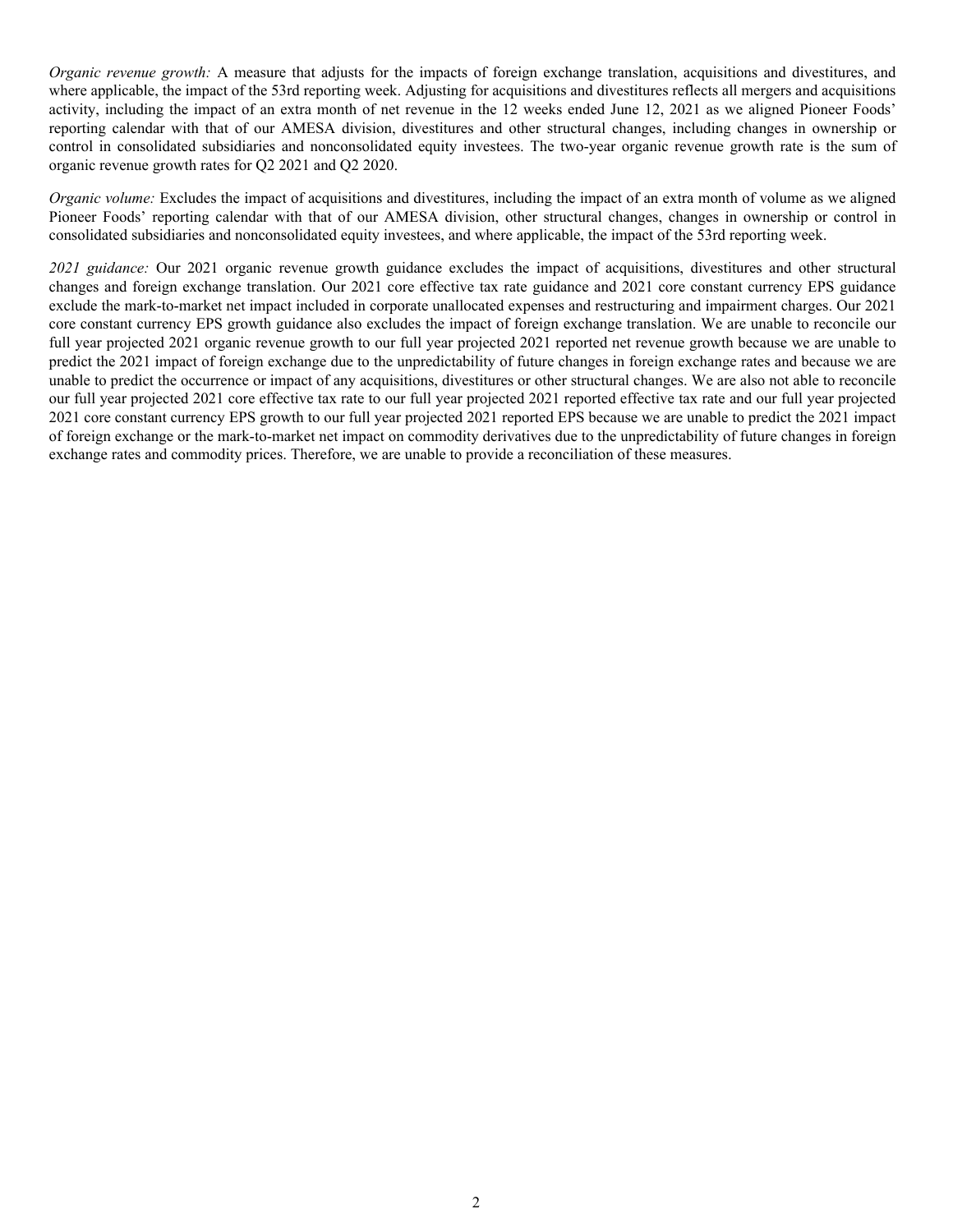*Organic revenue growth:* A measure that adjusts for the impacts of foreign exchange translation, acquisitions and divestitures, and where applicable, the impact of the 53rd reporting week. Adjusting for acquisitions and divestitures reflects all mergers and acquisitions activity, including the impact of an extra month of net revenue in the 12 weeks ended June 12, 2021 as we aligned Pioneer Foods' reporting calendar with that of our AMESA division, divestitures and other structural changes, including changes in ownership or control in consolidated subsidiaries and nonconsolidated equity investees. The two-year organic revenue growth rate is the sum of organic revenue growth rates for Q2 2021 and Q2 2020.

*Organic volume:* Excludes the impact of acquisitions and divestitures, including the impact of an extra month of volume as we aligned Pioneer Foods' reporting calendar with that of our AMESA division, other structural changes, changes in ownership or control in consolidated subsidiaries and nonconsolidated equity investees, and where applicable, the impact of the 53rd reporting week.

*2021 guidance:* Our 2021 organic revenue growth guidance excludes the impact of acquisitions, divestitures and other structural changes and foreign exchange translation. Our 2021 core effective tax rate guidance and 2021 core constant currency EPS guidance exclude the mark-to-market net impact included in corporate unallocated expenses and restructuring and impairment charges. Our 2021 core constant currency EPS growth guidance also excludes the impact of foreign exchange translation. We are unable to reconcile our full year projected 2021 organic revenue growth to our full year projected 2021 reported net revenue growth because we are unable to predict the 2021 impact of foreign exchange due to the unpredictability of future changes in foreign exchange rates and because we are unable to predict the occurrence or impact of any acquisitions, divestitures or other structural changes. We are also not able to reconcile our full year projected 2021 core effective tax rate to our full year projected 2021 reported effective tax rate and our full year projected 2021 core constant currency EPS growth to our full year projected 2021 reported EPS because we are unable to predict the 2021 impact of foreign exchange or the mark-to-market net impact on commodity derivatives due to the unpredictability of future changes in foreign exchange rates and commodity prices. Therefore, we are unable to provide a reconciliation of these measures.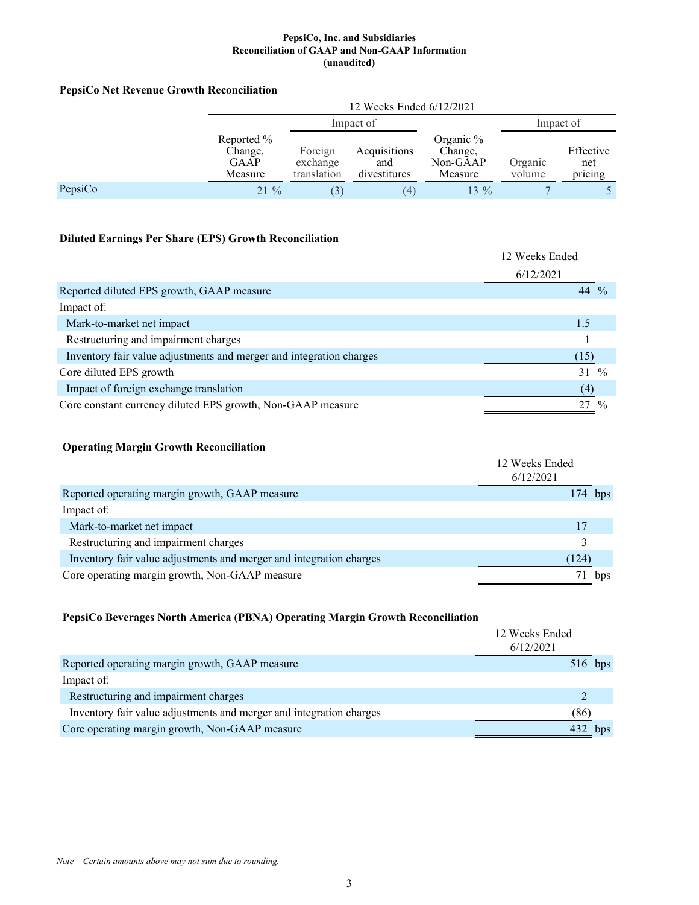**PepsiCo, Inc. and Subsidiaries**
**Reconciliation of GAAP and Non-GAAP Information**
**(unaudited)**

### PepsiCo Net Revenue Growth Reconciliation

| | 12 Weeks Ended 6/12/2021 | | | | | |
|---|---|---|---|---|---|---|
| | | Impact of | | | Impact of | |
| | Reported % Change, GAAP Measure | Foreign exchange translation | Acquisitions and divestitures | Organic % Change, Non-GAAP Measure | Organic volume | Effective net pricing |
| PepsiCo | 21 % | (3) | (4) | 13 % | 7 | 5 |

### Diluted Earnings Per Share (EPS) Growth Reconciliation

| | 12 Weeks Ended 6/12/2021 |
|---|---|
| Reported diluted EPS growth, GAAP measure | 44 % |
| Impact of: | |
| Mark-to-market net impact | 1.5 |
| Restructuring and impairment charges | 1 |
| Inventory fair value adjustments and merger and integration charges | (15) |
| Core diluted EPS growth | 31 % |
| Impact of foreign exchange translation | (4) |
| Core constant currency diluted EPS growth, Non-GAAP measure | 27 % |

### Operating Margin Growth Reconciliation

| | 12 Weeks Ended 6/12/2021 |
|---|---|
| Reported operating margin growth, GAAP measure | 174 bps |
| Impact of: | |
| Mark-to-market net impact | 17 |
| Restructuring and impairment charges | 3 |
| Inventory fair value adjustments and merger and integration charges | (124) |
| Core operating margin growth, Non-GAAP measure | 71 bps |

### PepsiCo Beverages North America (PBNA) Operating Margin Growth Reconciliation

| | 12 Weeks Ended 6/12/2021 |
|---|---|
| Reported operating margin growth, GAAP measure | 516 bps |
| Impact of: | |
| Restructuring and impairment charges | 2 |
| Inventory fair value adjustments and merger and integration charges | (86) |
| Core operating margin growth, Non-GAAP measure | 432 bps |

*Note – Certain amounts above may not sum due to rounding.*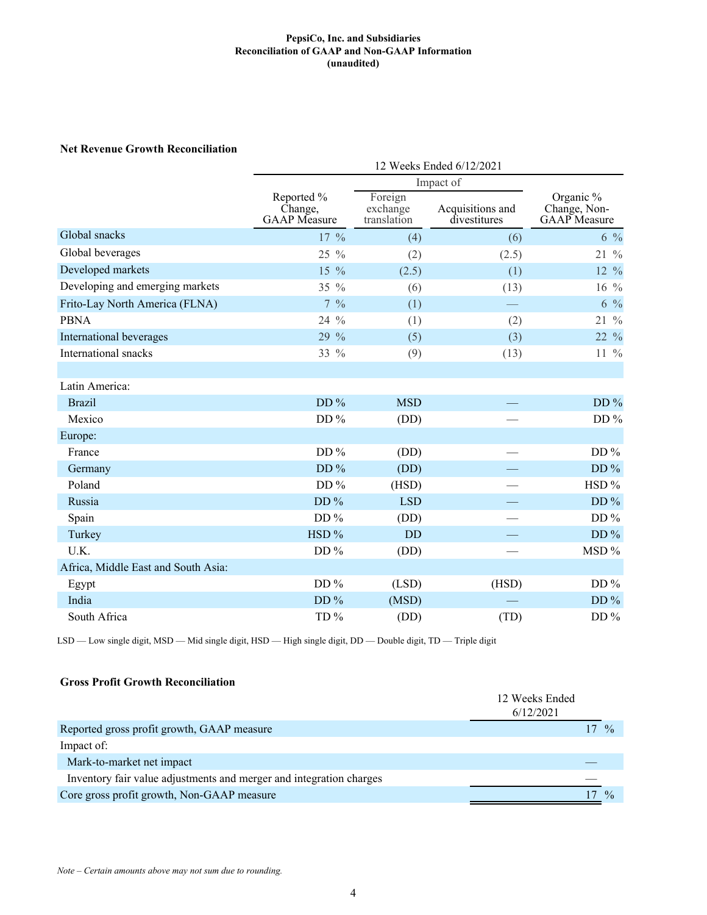**PepsiCo, Inc. and Subsidiaries**
**Reconciliation of GAAP and Non-GAAP Information**
**(unaudited)**

### Net Revenue Growth Reconciliation

| | 12 Weeks Ended 6/12/2021 | | | |
|---|---|---|---|---|
| | | Impact of | | |
| | Reported % Change, GAAP Measure | Foreign exchange translation | Acquisitions and divestitures | Organic % Change, Non-GAAP Measure |
| Global snacks | 17 % | (4) | (6) | 6 % |
| Global beverages | 25 % | (2) | (2.5) | 21 % |
| Developed markets | 15 % | (2.5) | (1) | 12 % |
| Developing and emerging markets | 35 % | (6) | (13) | 16 % |
| Frito-Lay North America (FLNA) | 7 % | (1) | — | 6 % |
| PBNA | 24 % | (1) | (2) | 21 % |
| International beverages | 29 % | (5) | (3) | 22 % |
| International snacks | 33 % | (9) | (13) | 11 % |
| | | | | |
| Latin America: | | | | |
| Brazil | DD % | MSD | — | DD % |
| Mexico | DD % | (DD) | — | DD % |
| Europe: | | | | |
| France | DD % | (DD) | — | DD % |
| Germany | DD % | (DD) | — | DD % |
| Poland | DD % | (HSD) | — | HSD % |
| Russia | DD % | LSD | — | DD % |
| Spain | DD % | (DD) | — | DD % |
| Turkey | HSD % | DD | — | DD % |
| U.K. | DD % | (DD) | — | MSD % |
| Africa, Middle East and South Asia: | | | | |
| Egypt | DD % | (LSD) | (HSD) | DD % |
| India | DD % | (MSD) | — | DD % |
| South Africa | TD % | (DD) | (TD) | DD % |

LSD — Low single digit, MSD — Mid single digit, HSD — High single digit, DD — Double digit, TD — Triple digit

### Gross Profit Growth Reconciliation

| | 12 Weeks Ended 6/12/2021 |
|---|---|
| Reported gross profit growth, GAAP measure | 17 % |
| Impact of: | |
| Mark-to-market net impact | — |
| Inventory fair value adjustments and merger and integration charges | — |
| Core gross profit growth, Non-GAAP measure | 17 % |

*Note – Certain amounts above may not sum due to rounding.*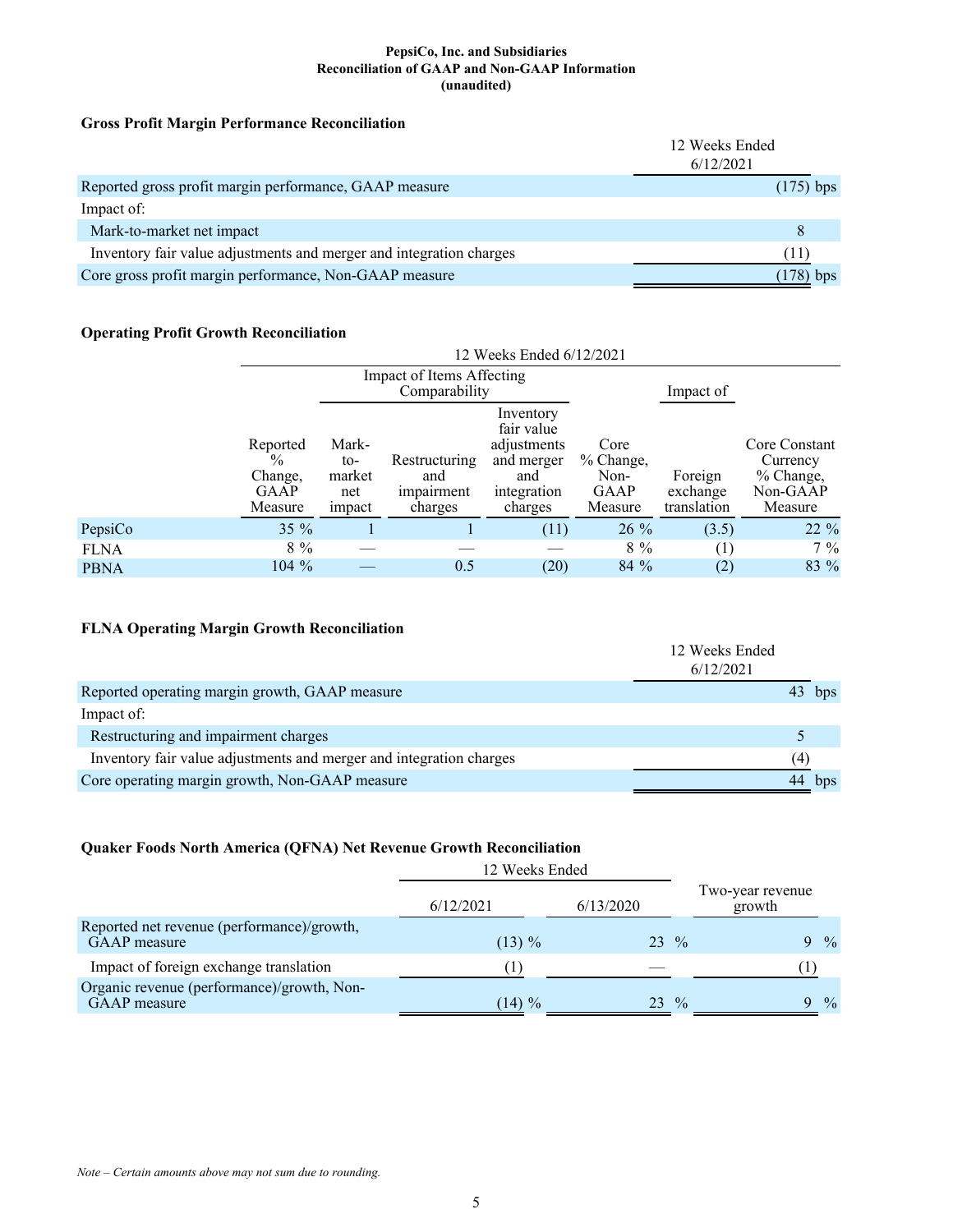**PepsiCo, Inc. and Subsidiaries**
**Reconciliation of GAAP and Non-GAAP Information**
**(unaudited)**

### Gross Profit Margin Performance Reconciliation

| | 12 Weeks Ended 6/12/2021 |
|---|---|
| Reported gross profit margin performance, GAAP measure | (175) bps |
| Impact of: | |
| Mark-to-market net impact | 8 |
| Inventory fair value adjustments and merger and integration charges | (11) |
| Core gross profit margin performance, Non-GAAP measure | (178) bps |

### Operating Profit Growth Reconciliation

| | 12 Weeks Ended 6/12/2021 | | | | | | |
|---|---|---|---|---|---|---|---|
| | | Impact of Items Affecting Comparability | | | | Impact of | |
| | Reported % Change, GAAP Measure | Mark-to-market net impact | Restructuring and impairment charges | Inventory fair value adjustments and merger and integration charges | Core % Change, Non-GAAP Measure | Foreign exchange translation | Core Constant Currency % Change, Non-GAAP Measure |
| PepsiCo | 35 % | 1 | 1 | (11) | 26 % | (3.5) | 22 % |
| FLNA | 8 % | — | — | — | 8 % | (1) | 7 % |
| PBNA | 104 % | — | 0.5 | (20) | 84 % | (2) | 83 % |

### FLNA Operating Margin Growth Reconciliation

| | 12 Weeks Ended 6/12/2021 |
|---|---|
| Reported operating margin growth, GAAP measure | 43 bps |
| Impact of: | |
| Restructuring and impairment charges | 5 |
| Inventory fair value adjustments and merger and integration charges | (4) |
| Core operating margin growth, Non-GAAP measure | 44 bps |

### Quaker Foods North America (QFNA) Net Revenue Growth Reconciliation

| | 12 Weeks Ended | | |
|---|---|---|---|
| | 6/12/2021 | 6/13/2020 | Two-year revenue growth |
| Reported net revenue (performance)/growth, GAAP measure | (13) % | 23 % | 9 % |
| Impact of foreign exchange translation | (1) | — | (1) |
| Organic revenue (performance)/growth, Non-GAAP measure | (14) % | 23 % | 9 % |

*Note – Certain amounts above may not sum due to rounding.*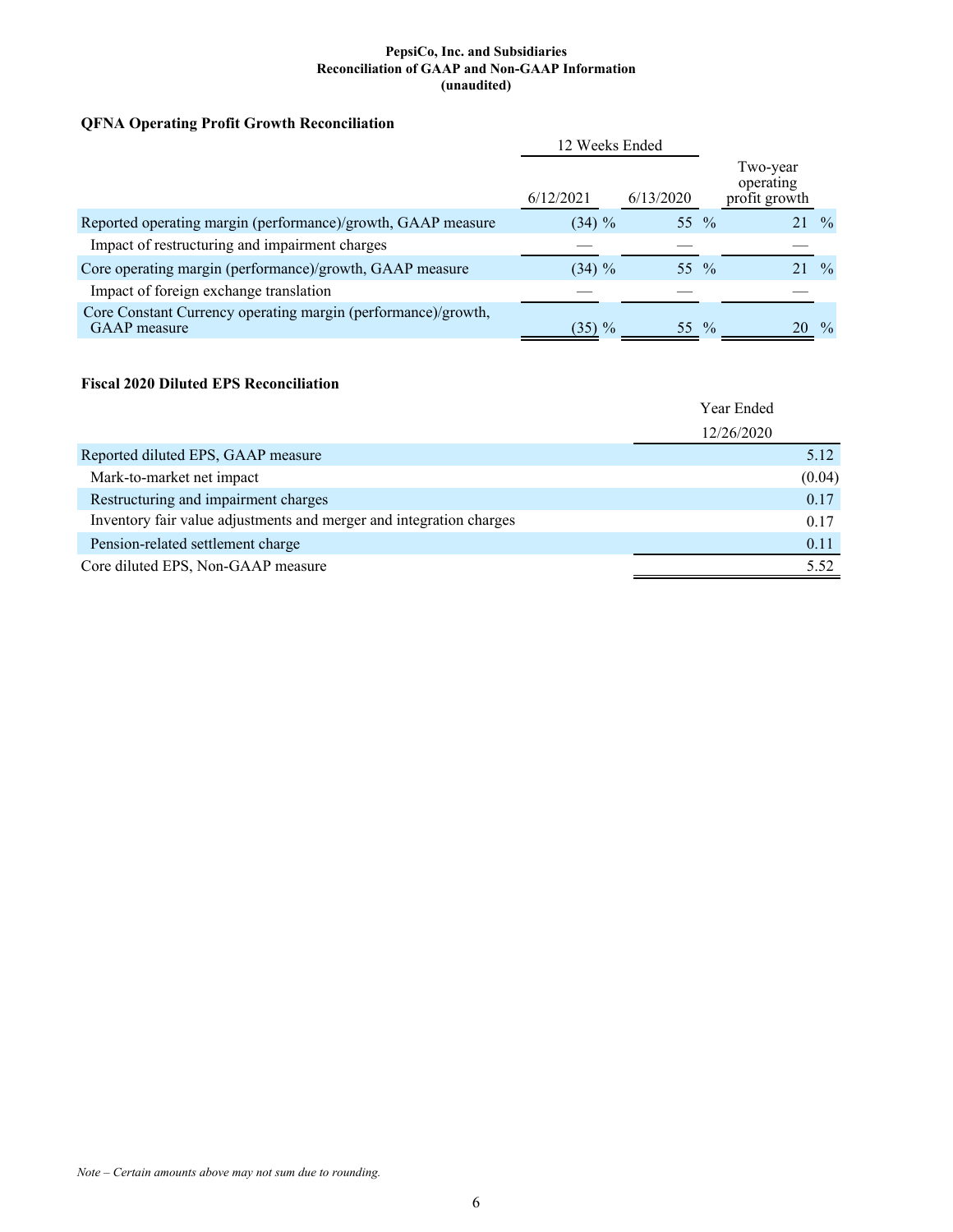**PepsiCo, Inc. and Subsidiaries**
**Reconciliation of GAAP and Non-GAAP Information**
**(unaudited)**

### QFNA Operating Profit Growth Reconciliation

| | 12 Weeks Ended | | |
|---|---|---|---|
| | 6/12/2021 | 6/13/2020 | Two-year operating profit growth |
| Reported operating margin (performance)/growth, GAAP measure | (34) % | 55 % | 21 % |
| Impact of restructuring and impairment charges | — | — | — |
| Core operating margin (performance)/growth, GAAP measure | (34) % | 55 % | 21 % |
| Impact of foreign exchange translation | — | — | — |
| Core Constant Currency operating margin (performance)/growth, GAAP measure | (35) % | 55 % | 20 % |

### Fiscal 2020 Diluted EPS Reconciliation

| | Year Ended |
|---|---|
| | 12/26/2020 |
| Reported diluted EPS, GAAP measure | 5.12 |
| Mark-to-market net impact | (0.04) |
| Restructuring and impairment charges | 0.17 |
| Inventory fair value adjustments and merger and integration charges | 0.17 |
| Pension-related settlement charge | 0.11 |
| Core diluted EPS, Non-GAAP measure | 5.52 |

*Note – Certain amounts above may not sum due to rounding.*